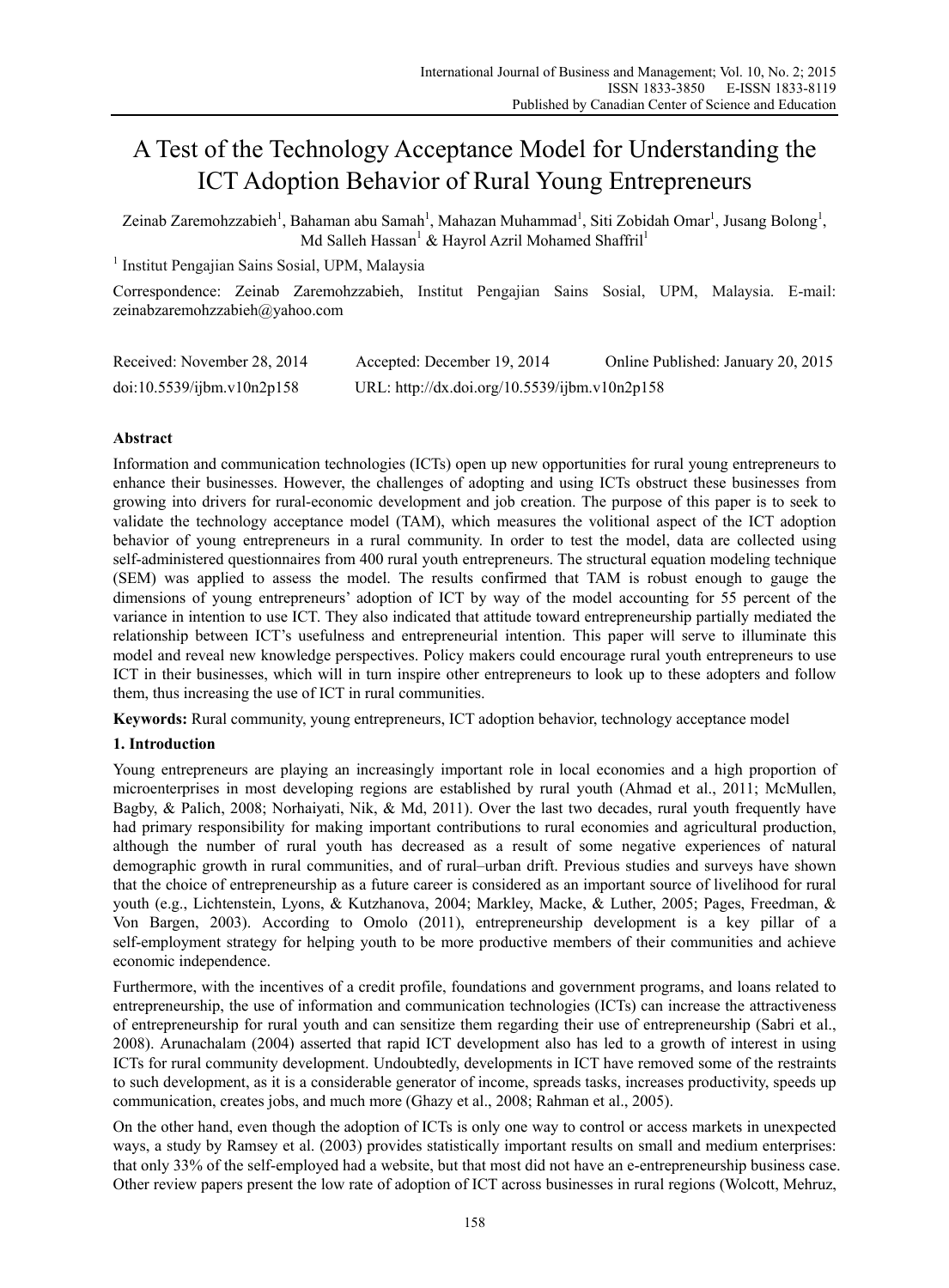# A Test of the Technology Acceptance Model for Understanding the ICT Adoption Behavior of Rural Young Entrepreneurs

Zeinab Zaremohzzabieh[1], Bahaman abu Samah[1], Mahazan Muhammad[1], Siti Zobidah Omar[1], Jusang Bolong[1], Md Salleh Hassan[1] & Hayrol Azril Mohamed Shaffril[1]

[1] Institut Pengajian Sains Sosial, UPM, Malaysia

Correspondence: Zeinab Zaremohzzabieh, Institut Pengajian Sains Sosial, UPM, Malaysia. E-mail: zeinabzaremohzzabieh@yahoo.com

Received: November 28, 2014 Accepted: December 19, 2014 Online Published: January 20, 2015

doi:10.5539/ijbm.v10n2p158 URL: http://dx.doi.org/10.5539/ijbm.v10n2p158

## Abstract

Information and communication technologies (ICTs) open up new opportunities for rural young entrepreneurs to enhance their businesses. However, the challenges of adopting and using ICTs obstruct these businesses from growing into drivers for rural-economic development and job creation. The purpose of this paper is to seek to validate the technology acceptance model (TAM), which measures the volitional aspect of the ICT adoption behavior of young entrepreneurs in a rural community. In order to test the model, data are collected using self-administered questionnaires from 400 rural youth entrepreneurs. The structural equation modeling technique (SEM) was applied to assess the model. The results confirmed that TAM is robust enough to gauge the dimensions of young entrepreneurs' adoption of ICT by way of the model accounting for 55 percent of the variance in intention to use ICT. They also indicated that attitude toward entrepreneurship partially mediated the relationship between ICT's usefulness and entrepreneurial intention. This paper will serve to illuminate this model and reveal new knowledge perspectives. Policy makers could encourage rural youth entrepreneurs to use ICT in their businesses, which will in turn inspire other entrepreneurs to look up to these adopters and follow them, thus increasing the use of ICT in rural communities.

**Keywords:** Rural community, young entrepreneurs, ICT adoption behavior, technology acceptance model

## 1. Introduction

Young entrepreneurs are playing an increasingly important role in local economies and a high proportion of microenterprises in most developing regions are established by rural youth (Ahmad et al., 2011; McMullen, Bagby, & Palich, 2008; Norhaiyati, Nik, & Md, 2011). Over the last two decades, rural youth frequently have had primary responsibility for making important contributions to rural economies and agricultural production, although the number of rural youth has decreased as a result of some negative experiences of natural demographic growth in rural communities, and of rural–urban drift. Previous studies and surveys have shown that the choice of entrepreneurship as a future career is considered as an important source of livelihood for rural youth (e.g., Lichtenstein, Lyons, & Kutzhanova, 2004; Markley, Macke, & Luther, 2005; Pages, Freedman, & Von Bargen, 2003). According to Omolo (2011), entrepreneurship development is a key pillar of a self-employment strategy for helping youth to be more productive members of their communities and achieve economic independence.

Furthermore, with the incentives of a credit profile, foundations and government programs, and loans related to entrepreneurship, the use of information and communication technologies (ICTs) can increase the attractiveness of entrepreneurship for rural youth and can sensitize them regarding their use of entrepreneurship (Sabri et al., 2008). Arunachalam (2004) asserted that rapid ICT development also has led to a growth of interest in using ICTs for rural community development. Undoubtedly, developments in ICT have removed some of the restraints to such development, as it is a considerable generator of income, spreads tasks, increases productivity, speeds up communication, creates jobs, and much more (Ghazy et al., 2008; Rahman et al., 2005).

On the other hand, even though the adoption of ICTs is only one way to control or access markets in unexpected ways, a study by Ramsey et al. (2003) provides statistically important results on small and medium enterprises: that only 33% of the self-employed had a website, but that most did not have an e-entrepreneurship business case. Other review papers present the low rate of adoption of ICT across businesses in rural regions (Wolcott, Mehruz,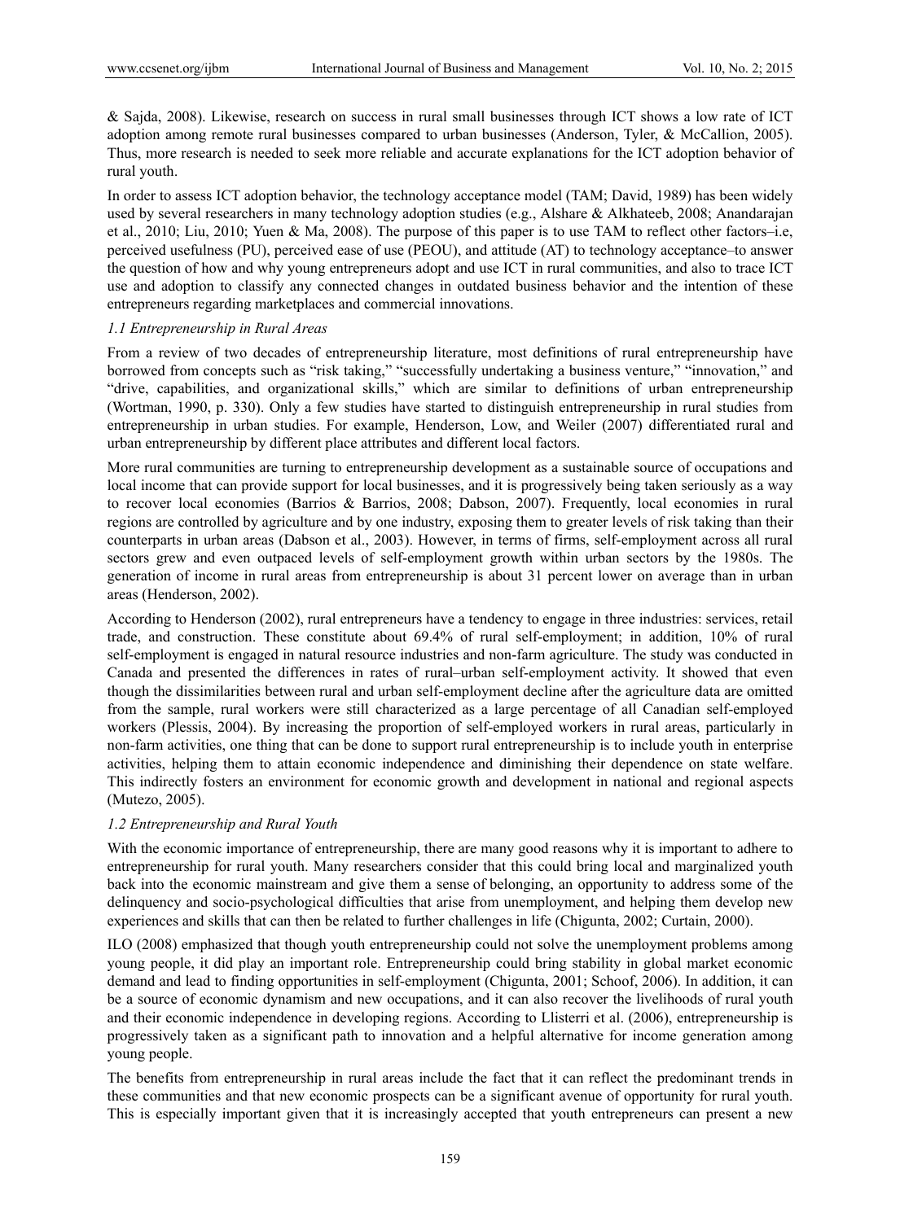& Sajda, 2008). Likewise, research on success in rural small businesses through ICT shows a low rate of ICT adoption among remote rural businesses compared to urban businesses (Anderson, Tyler, & McCallion, 2005). Thus, more research is needed to seek more reliable and accurate explanations for the ICT adoption behavior of rural youth.

In order to assess ICT adoption behavior, the technology acceptance model (TAM; David, 1989) has been widely used by several researchers in many technology adoption studies (e.g., Alshare & Alkhateeb, 2008; Anandarajan et al., 2010; Liu, 2010; Yuen & Ma, 2008). The purpose of this paper is to use TAM to reflect other factors–i.e, perceived usefulness (PU), perceived ease of use (PEOU), and attitude (AT) to technology acceptance–to answer the question of how and why young entrepreneurs adopt and use ICT in rural communities, and also to trace ICT use and adoption to classify any connected changes in outdated business behavior and the intention of these entrepreneurs regarding marketplaces and commercial innovations.

### *1.1 Entrepreneurship in Rural Areas*

From a review of two decades of entrepreneurship literature, most definitions of rural entrepreneurship have borrowed from concepts such as "risk taking," "successfully undertaking a business venture," "innovation," and "drive, capabilities, and organizational skills," which are similar to definitions of urban entrepreneurship (Wortman, 1990, p. 330). Only a few studies have started to distinguish entrepreneurship in rural studies from entrepreneurship in urban studies. For example, Henderson, Low, and Weiler (2007) differentiated rural and urban entrepreneurship by different place attributes and different local factors.

More rural communities are turning to entrepreneurship development as a sustainable source of occupations and local income that can provide support for local businesses, and it is progressively being taken seriously as a way to recover local economies (Barrios & Barrios, 2008; Dabson, 2007). Frequently, local economies in rural regions are controlled by agriculture and by one industry, exposing them to greater levels of risk taking than their counterparts in urban areas (Dabson et al., 2003). However, in terms of firms, self-employment across all rural sectors grew and even outpaced levels of self-employment growth within urban sectors by the 1980s. The generation of income in rural areas from entrepreneurship is about 31 percent lower on average than in urban areas (Henderson, 2002).

According to Henderson (2002), rural entrepreneurs have a tendency to engage in three industries: services, retail trade, and construction. These constitute about 69.4% of rural self-employment; in addition, 10% of rural self-employment is engaged in natural resource industries and non-farm agriculture. The study was conducted in Canada and presented the differences in rates of rural–urban self-employment activity. It showed that even though the dissimilarities between rural and urban self-employment decline after the agriculture data are omitted from the sample, rural workers were still characterized as a large percentage of all Canadian self-employed workers (Plessis, 2004). By increasing the proportion of self-employed workers in rural areas, particularly in non-farm activities, one thing that can be done to support rural entrepreneurship is to include youth in enterprise activities, helping them to attain economic independence and diminishing their dependence on state welfare. This indirectly fosters an environment for economic growth and development in national and regional aspects (Mutezo, 2005).

### *1.2 Entrepreneurship and Rural Youth*

With the economic importance of entrepreneurship, there are many good reasons why it is important to adhere to entrepreneurship for rural youth. Many researchers consider that this could bring local and marginalized youth back into the economic mainstream and give them a sense of belonging, an opportunity to address some of the delinquency and socio-psychological difficulties that arise from unemployment, and helping them develop new experiences and skills that can then be related to further challenges in life (Chigunta, 2002; Curtain, 2000).

ILO (2008) emphasized that though youth entrepreneurship could not solve the unemployment problems among young people, it did play an important role. Entrepreneurship could bring stability in global market economic demand and lead to finding opportunities in self-employment (Chigunta, 2001; Schoof, 2006). In addition, it can be a source of economic dynamism and new occupations, and it can also recover the livelihoods of rural youth and their economic independence in developing regions. According to Llisterri et al. (2006), entrepreneurship is progressively taken as a significant path to innovation and a helpful alternative for income generation among young people.

The benefits from entrepreneurship in rural areas include the fact that it can reflect the predominant trends in these communities and that new economic prospects can be a significant avenue of opportunity for rural youth. This is especially important given that it is increasingly accepted that youth entrepreneurs can present a new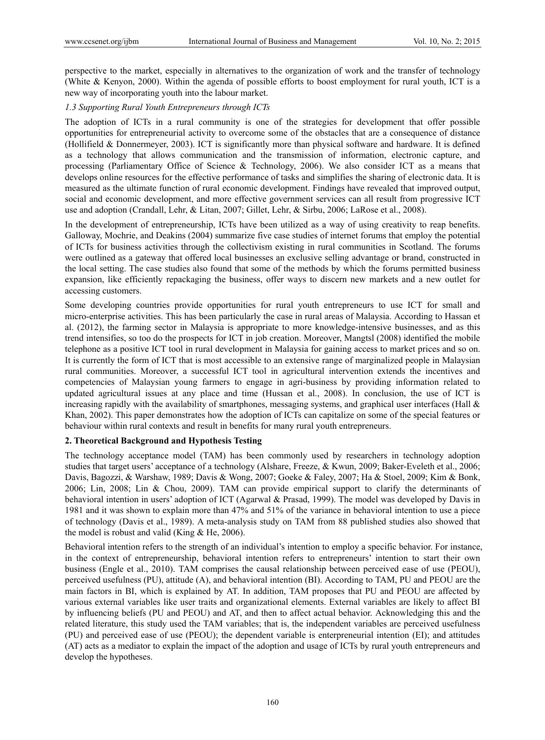perspective to the market, especially in alternatives to the organization of work and the transfer of technology (White & Kenyon, 2000). Within the agenda of possible efforts to boost employment for rural youth, ICT is a new way of incorporating youth into the labour market.

### *1.3 Supporting Rural Youth Entrepreneurs through ICTs*

The adoption of ICTs in a rural community is one of the strategies for development that offer possible opportunities for entrepreneurial activity to overcome some of the obstacles that are a consequence of distance (Hollifield & Donnermeyer, 2003). ICT is significantly more than physical software and hardware. It is defined as a technology that allows communication and the transmission of information, electronic capture, and processing (Parliamentary Office of Science & Technology, 2006). We also consider ICT as a means that develops online resources for the effective performance of tasks and simplifies the sharing of electronic data. It is measured as the ultimate function of rural economic development. Findings have revealed that improved output, social and economic development, and more effective government services can all result from progressive ICT use and adoption (Crandall, Lehr, & Litan, 2007; Gillet, Lehr, & Sirbu, 2006; LaRose et al., 2008).

In the development of entrepreneurship, ICTs have been utilized as a way of using creativity to reap benefits. Galloway, Mochrie, and Deakins (2004) summarize five case studies of internet forums that employ the potential of ICTs for business activities through the collectivism existing in rural communities in Scotland. The forums were outlined as a gateway that offered local businesses an exclusive selling advantage or brand, constructed in the local setting. The case studies also found that some of the methods by which the forums permitted business expansion, like efficiently repackaging the business, offer ways to discern new markets and a new outlet for accessing customers.

Some developing countries provide opportunities for rural youth entrepreneurs to use ICT for small and micro-enterprise activities. This has been particularly the case in rural areas of Malaysia. According to Hassan et al. (2012), the farming sector in Malaysia is appropriate to more knowledge-intensive businesses, and as this trend intensifies, so too do the prospects for ICT in job creation. Moreover, Mangtsl (2008) identified the mobile telephone as a positive ICT tool in rural development in Malaysia for gaining access to market prices and so on. It is currently the form of ICT that is most accessible to an extensive range of marginalized people in Malaysian rural communities. Moreover, a successful ICT tool in agricultural intervention extends the incentives and competencies of Malaysian young farmers to engage in agri-business by providing information related to updated agricultural issues at any place and time (Hussan et al., 2008). In conclusion, the use of ICT is increasing rapidly with the availability of smartphones, messaging systems, and graphical user interfaces (Hall & Khan, 2002). This paper demonstrates how the adoption of ICTs can capitalize on some of the special features or behaviour within rural contexts and result in benefits for many rural youth entrepreneurs.

## 2. Theoretical Background and Hypothesis Testing

The technology acceptance model (TAM) has been commonly used by researchers in technology adoption studies that target users' acceptance of a technology (Alshare, Freeze, & Kwun, 2009; Baker-Eveleth et al., 2006; Davis, Bagozzi, & Warshaw, 1989; Davis & Wong, 2007; Goeke & Faley, 2007; Ha & Stoel, 2009; Kim & Bonk, 2006; Lin, 2008; Lin & Chou, 2009). TAM can provide empirical support to clarify the determinants of behavioral intention in users' adoption of ICT (Agarwal & Prasad, 1999). The model was developed by Davis in 1981 and it was shown to explain more than 47% and 51% of the variance in behavioral intention to use a piece of technology (Davis et al., 1989). A meta-analysis study on TAM from 88 published studies also showed that the model is robust and valid (King & He, 2006).

Behavioral intention refers to the strength of an individual's intention to employ a specific behavior. For instance, in the context of entrepreneurship, behavioral intention refers to entrepreneurs' intention to start their own business (Engle et al., 2010). TAM comprises the causal relationship between perceived ease of use (PEOU), perceived usefulness (PU), attitude (A), and behavioral intention (BI). According to TAM, PU and PEOU are the main factors in BI, which is explained by AT. In addition, TAM proposes that PU and PEOU are affected by various external variables like user traits and organizational elements. External variables are likely to affect BI by influencing beliefs (PU and PEOU) and AT, and then to affect actual behavior. Acknowledging this and the related literature, this study used the TAM variables; that is, the independent variables are perceived usefulness (PU) and perceived ease of use (PEOU); the dependent variable is enterpreneurial intention (EI); and attitudes (AT) acts as a mediator to explain the impact of the adoption and usage of ICTs by rural youth entrepreneurs and develop the hypotheses.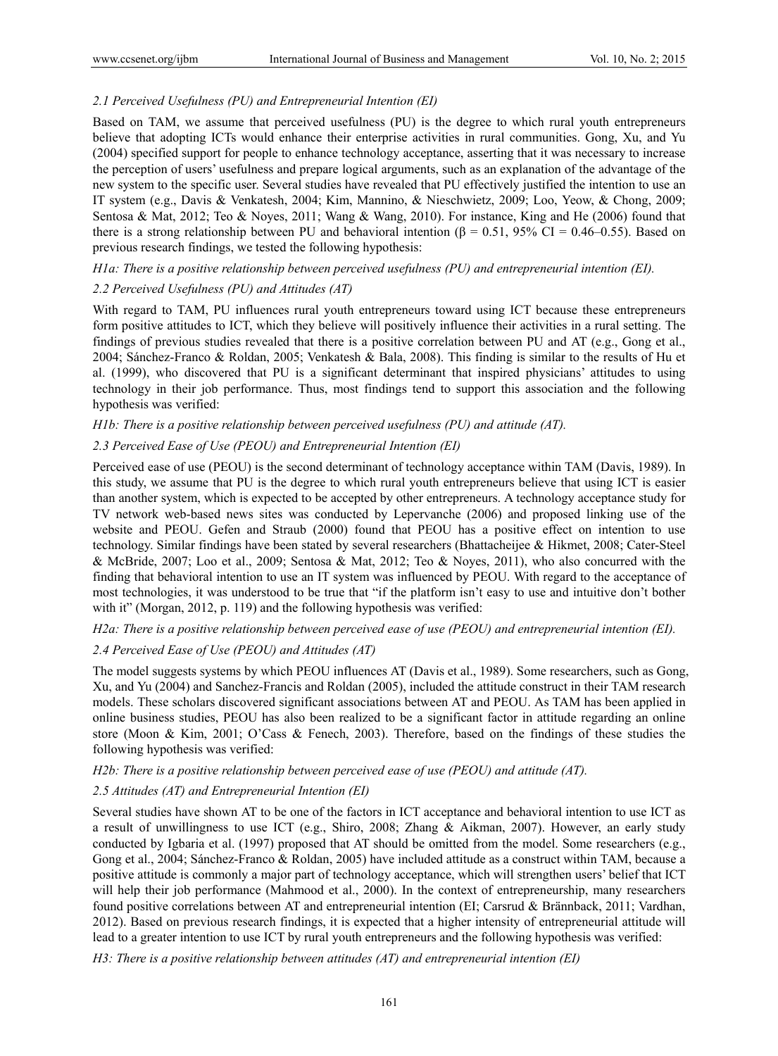### *2.1 Perceived Usefulness (PU) and Entrepreneurial Intention (EI)*

Based on TAM, we assume that perceived usefulness (PU) is the degree to which rural youth entrepreneurs believe that adopting ICTs would enhance their enterprise activities in rural communities. Gong, Xu, and Yu (2004) specified support for people to enhance technology acceptance, asserting that it was necessary to increase the perception of users' usefulness and prepare logical arguments, such as an explanation of the advantage of the new system to the specific user. Several studies have revealed that PU effectively justified the intention to use an IT system (e.g., Davis & Venkatesh, 2004; Kim, Mannino, & Nieschwietz, 2009; Loo, Yeow, & Chong, 2009; Sentosa & Mat, 2012; Teo & Noyes, 2011; Wang & Wang, 2010). For instance, King and He (2006) found that there is a strong relationship between PU and behavioral intention ($\beta = 0.51$, 95% CI = 0.46–0.55). Based on previous research findings, we tested the following hypothesis:

*H1a: There is a positive relationship between perceived usefulness (PU) and entrepreneurial intention (EI).*

### *2.2 Perceived Usefulness (PU) and Attitudes (AT)*

With regard to TAM, PU influences rural youth entrepreneurs toward using ICT because these entrepreneurs form positive attitudes to ICT, which they believe will positively influence their activities in a rural setting. The findings of previous studies revealed that there is a positive correlation between PU and AT (e.g., Gong et al., 2004; Sánchez-Franco & Roldan, 2005; Venkatesh & Bala, 2008). This finding is similar to the results of Hu et al. (1999), who discovered that PU is a significant determinant that inspired physicians' attitudes to using technology in their job performance. Thus, most findings tend to support this association and the following hypothesis was verified:

*H1b: There is a positive relationship between perceived usefulness (PU) and attitude (AT).*

### *2.3 Perceived Ease of Use (PEOU) and Entrepreneurial Intention (EI)*

Perceived ease of use (PEOU) is the second determinant of technology acceptance within TAM (Davis, 1989). In this study, we assume that PU is the degree to which rural youth entrepreneurs believe that using ICT is easier than another system, which is expected to be accepted by other entrepreneurs. A technology acceptance study for TV network web-based news sites was conducted by Lepervanche (2006) and proposed linking use of the website and PEOU. Gefen and Straub (2000) found that PEOU has a positive effect on intention to use technology. Similar findings have been stated by several researchers (Bhattacheijee & Hikmet, 2008; Cater-Steel & McBride, 2007; Loo et al., 2009; Sentosa & Mat, 2012; Teo & Noyes, 2011), who also concurred with the finding that behavioral intention to use an IT system was influenced by PEOU. With regard to the acceptance of most technologies, it was understood to be true that "if the platform isn't easy to use and intuitive don't bother with it" (Morgan, 2012, p. 119) and the following hypothesis was verified:

*H2a: There is a positive relationship between perceived ease of use (PEOU) and entrepreneurial intention (EI).*

### *2.4 Perceived Ease of Use (PEOU) and Attitudes (AT)*

The model suggests systems by which PEOU influences AT (Davis et al., 1989). Some researchers, such as Gong, Xu, and Yu (2004) and Sanchez-Francis and Roldan (2005), included the attitude construct in their TAM research models. These scholars discovered significant associations between AT and PEOU. As TAM has been applied in online business studies, PEOU has also been realized to be a significant factor in attitude regarding an online store (Moon & Kim, 2001; O'Cass & Fenech, 2003). Therefore, based on the findings of these studies the following hypothesis was verified:

*H2b: There is a positive relationship between perceived ease of use (PEOU) and attitude (AT).*

### *2.5 Attitudes (AT) and Entrepreneurial Intention (EI)*

Several studies have shown AT to be one of the factors in ICT acceptance and behavioral intention to use ICT as a result of unwillingness to use ICT (e.g., Shiro, 2008; Zhang & Aikman, 2007). However, an early study conducted by Igbaria et al. (1997) proposed that AT should be omitted from the model. Some researchers (e.g., Gong et al., 2004; Sánchez-Franco & Roldan, 2005) have included attitude as a construct within TAM, because a positive attitude is commonly a major part of technology acceptance, which will strengthen users' belief that ICT will help their job performance (Mahmood et al., 2000). In the context of entrepreneurship, many researchers found positive correlations between AT and entrepreneurial intention (EI; Carsrud & Brännback, 2011; Vardhan, 2012). Based on previous research findings, it is expected that a higher intensity of entrepreneurial attitude will lead to a greater intention to use ICT by rural youth entrepreneurs and the following hypothesis was verified:

*H3: There is a positive relationship between attitudes (AT) and entrepreneurial intention (EI)*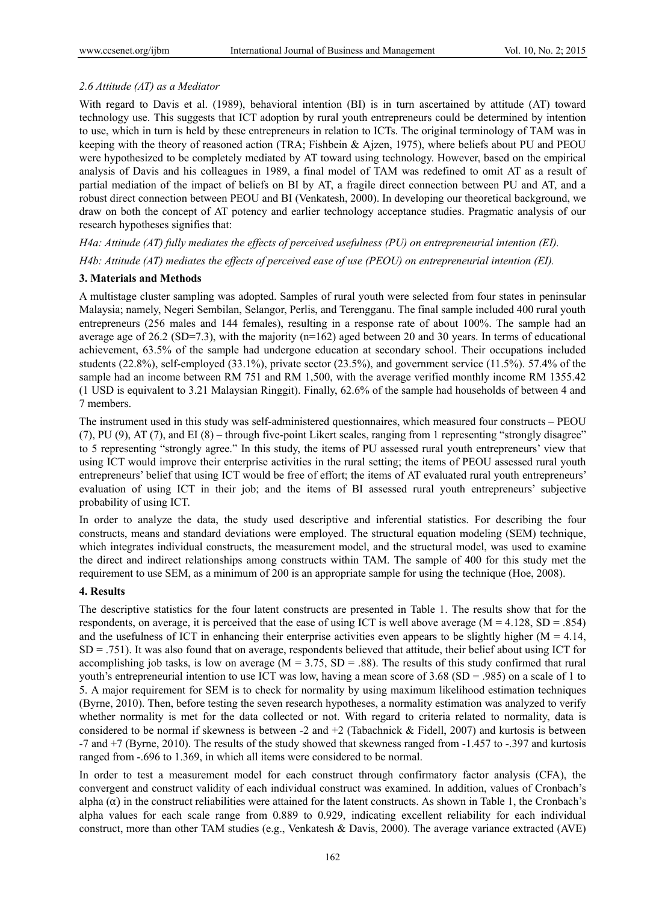### 2.6 Attitude (AT) as a Mediator

With regard to Davis et al. (1989), behavioral intention (BI) is in turn ascertained by attitude (AT) toward technology use. This suggests that ICT adoption by rural youth entrepreneurs could be determined by intention to use, which in turn is held by these entrepreneurs in relation to ICTs. The original terminology of TAM was in keeping with the theory of reasoned action (TRA; Fishbein & Ajzen, 1975), where beliefs about PU and PEOU were hypothesized to be completely mediated by AT toward using technology. However, based on the empirical analysis of Davis and his colleagues in 1989, a final model of TAM was redefined to omit AT as a result of partial mediation of the impact of beliefs on BI by AT, a fragile direct connection between PU and AT, and a robust direct connection between PEOU and BI (Venkatesh, 2000). In developing our theoretical background, we draw on both the concept of AT potency and earlier technology acceptance studies. Pragmatic analysis of our research hypotheses signifies that:

*H4a: Attitude (AT) fully mediates the effects of perceived usefulness (PU) on entrepreneurial intention (EI).*

*H4b: Attitude (AT) mediates the effects of perceived ease of use (PEOU) on entrepreneurial intention (EI).*

## 3. Materials and Methods

A multistage cluster sampling was adopted. Samples of rural youth were selected from four states in peninsular Malaysia; namely, Negeri Sembilan, Selangor, Perlis, and Terengganu. The final sample included 400 rural youth entrepreneurs (256 males and 144 females), resulting in a response rate of about 100%. The sample had an average age of 26.2 (SD=7.3), with the majority (n=162) aged between 20 and 30 years. In terms of educational achievement, 63.5% of the sample had undergone education at secondary school. Their occupations included students (22.8%), self-employed (33.1%), private sector (23.5%), and government service (11.5%). 57.4% of the sample had an income between RM 751 and RM 1,500, with the average verified monthly income RM 1355.42 (1 USD is equivalent to 3.21 Malaysian Ringgit). Finally, 62.6% of the sample had households of between 4 and 7 members.

The instrument used in this study was self-administered questionnaires, which measured four constructs – PEOU (7), PU (9), AT (7), and EI (8) – through five-point Likert scales, ranging from 1 representing "strongly disagree" to 5 representing "strongly agree." In this study, the items of PU assessed rural youth entrepreneurs' view that using ICT would improve their enterprise activities in the rural setting; the items of PEOU assessed rural youth entrepreneurs' belief that using ICT would be free of effort; the items of AT evaluated rural youth entrepreneurs' evaluation of using ICT in their job; and the items of BI assessed rural youth entrepreneurs' subjective probability of using ICT.

In order to analyze the data, the study used descriptive and inferential statistics. For describing the four constructs, means and standard deviations were employed. The structural equation modeling (SEM) technique, which integrates individual constructs, the measurement model, and the structural model, was used to examine the direct and indirect relationships among constructs within TAM. The sample of 400 for this study met the requirement to use SEM, as a minimum of 200 is an appropriate sample for using the technique (Hoe, 2008).

## 4. Results

The descriptive statistics for the four latent constructs are presented in Table 1. The results show that for the respondents, on average, it is perceived that the ease of using ICT is well above average ($M = 4.128$, $SD = .854$) and the usefulness of ICT in enhancing their enterprise activities even appears to be slightly higher ($M = 4.14$, $SD = .751$). It was also found that on average, respondents believed that attitude, their belief about using ICT for accomplishing job tasks, is low on average ($M = 3.75$, $SD = .88$). The results of this study confirmed that rural youth's entrepreneurial intention to use ICT was low, having a mean score of 3.68 ($SD = .985$) on a scale of 1 to 5. A major requirement for SEM is to check for normality by using maximum likelihood estimation techniques (Byrne, 2010). Then, before testing the seven research hypotheses, a normality estimation was analyzed to verify whether normality is met for the data collected or not. With regard to criteria related to normality, data is considered to be normal if skewness is between -2 and +2 (Tabachnick & Fidell, 2007) and kurtosis is between -7 and +7 (Byrne, 2010). The results of the study showed that skewness ranged from -1.457 to -.397 and kurtosis ranged from -.696 to 1.369, in which all items were considered to be normal.

In order to test a measurement model for each construct through confirmatory factor analysis (CFA), the convergent and construct validity of each individual construct was examined. In addition, values of Cronbach's alpha ($\alpha$) in the construct reliabilities were attained for the latent constructs. As shown in Table 1, the Cronbach's alpha values for each scale range from 0.889 to 0.929, indicating excellent reliability for each individual construct, more than other TAM studies (e.g., Venkatesh & Davis, 2000). The average variance extracted (AVE)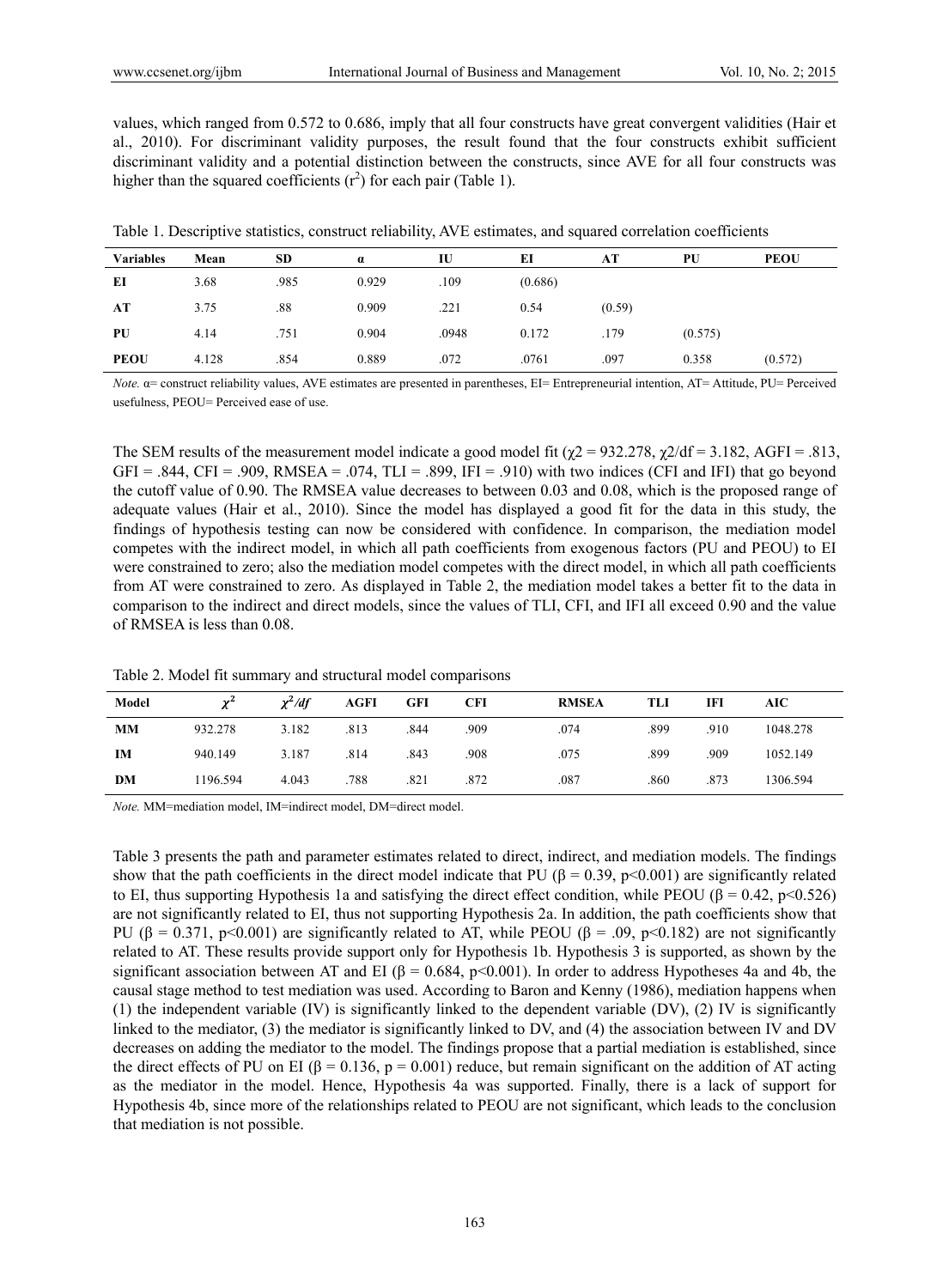values, which ranged from 0.572 to 0.686, imply that all four constructs have great convergent validities (Hair et al., 2010). For discriminant validity purposes, the result found that the four constructs exhibit sufficient discriminant validity and a potential distinction between the constructs, since AVE for all four constructs was higher than the squared coefficients ($r^2$) for each pair (Table 1).

Table 1. Descriptive statistics, construct reliability, AVE estimates, and squared correlation coefficients

| Variables | Mean | SD | α | IU | EI | AT | PU | PEOU |
|---|---|---|---|---|---|---|---|---|
| **EI** | 3.68 | .985 | 0.929 | .109 | (0.686) | | | |
| **AT** | 3.75 | .88 | 0.909 | .221 | 0.54 | (0.59) | | |
| **PU** | 4.14 | .751 | 0.904 | .0948 | 0.172 | .179 | (0.575) | |
| **PEOU** | 4.128 | .854 | 0.889 | .072 | .0761 | .097 | 0.358 | (0.572) |

*Note.* α= construct reliability values, AVE estimates are presented in parentheses, EI= Entrepreneurial intention, AT= Attitude, PU= Perceived usefulness, PEOU= Perceived ease of use.

The SEM results of the measurement model indicate a good model fit ($\chi2$ = 932.278, $\chi2/df$ = 3.182, AGFI = .813, GFI = .844, CFI = .909, RMSEA = .074, TLI = .899, IFI = .910) with two indices (CFI and IFI) that go beyond the cutoff value of 0.90. The RMSEA value decreases to between 0.03 and 0.08, which is the proposed range of adequate values (Hair et al., 2010). Since the model has displayed a good fit for the data in this study, the findings of hypothesis testing can now be considered with confidence. In comparison, the mediation model competes with the indirect model, in which all path coefficients from exogenous factors (PU and PEOU) to EI were constrained to zero; also the mediation model competes with the direct model, in which all path coefficients from AT were constrained to zero. As displayed in Table 2, the mediation model takes a better fit to the data in comparison to the indirect and direct models, since the values of TLI, CFI, and IFI all exceed 0.90 and the value of RMSEA is less than 0.08.

Table 2. Model fit summary and structural model comparisons

| Model | $\chi^2$ | $\chi^2/df$ | AGFI | GFI | CFI | RMSEA | TLI | IFI | AIC |
|---|---|---|---|---|---|---|---|---|---|
| **MM** | 932.278 | 3.182 | .813 | .844 | .909 | .074 | .899 | .910 | 1048.278 |
| **IM** | 940.149 | 3.187 | .814 | .843 | .908 | .075 | .899 | .909 | 1052.149 |
| **DM** | 1196.594 | 4.043 | .788 | .821 | .872 | .087 | .860 | .873 | 1306.594 |

*Note.* MM=mediation model, IM=indirect model, DM=direct model.

Table 3 presents the path and parameter estimates related to direct, indirect, and mediation models. The findings show that the path coefficients in the direct model indicate that PU ($\beta = 0.39$, $p<0.001$) are significantly related to EI, thus supporting Hypothesis 1a and satisfying the direct effect condition, while PEOU ($\beta = 0.42$, $p<0.526$) are not significantly related to EI, thus not supporting Hypothesis 2a. In addition, the path coefficients show that PU ($\beta = 0.371$, $p<0.001$) are significantly related to AT, while PEOU ($\beta = .09$, $p<0.182$) are not significantly related to AT. These results provide support only for Hypothesis 1b. Hypothesis 3 is supported, as shown by the significant association between AT and EI ($\beta = 0.684$, $p<0.001$). In order to address Hypotheses 4a and 4b, the causal stage method to test mediation was used. According to Baron and Kenny (1986), mediation happens when (1) the independent variable (IV) is significantly linked to the dependent variable (DV), (2) IV is significantly linked to the mediator, (3) the mediator is significantly linked to DV, and (4) the association between IV and DV decreases on adding the mediator to the model. The findings propose that a partial mediation is established, since the direct effects of PU on EI ($\beta = 0.136$, $p = 0.001$) reduce, but remain significant on the addition of AT acting as the mediator in the model. Hence, Hypothesis 4a was supported. Finally, there is a lack of support for Hypothesis 4b, since more of the relationships related to PEOU are not significant, which leads to the conclusion that mediation is not possible.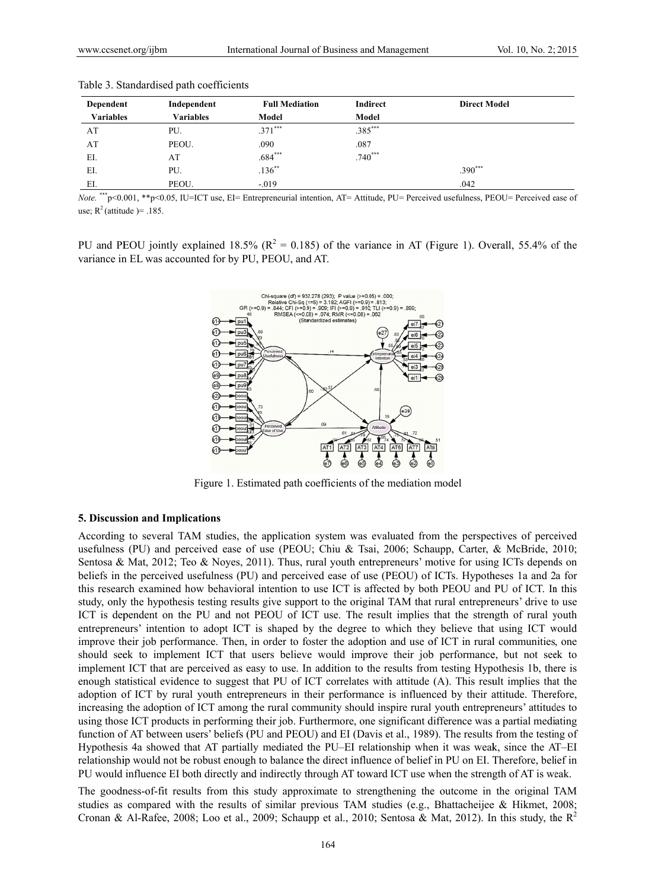Table 3. Standardised path coefficients

| Dependent Variables | Independent Variables | Full Mediation Model | Indirect Model | Direct Model |
|---|---|---|---|---|
| AT | PU. | .371*** | .385*** | |
| AT | PEOU. | .090 | .087 | |
| EI. | AT | .684*** | .740*** | |
| EI. | PU. | .136** | | .390*** |
| EI. | PEOU. | -.019 | | .042 |

*Note.* ***p<0.001, **p<0.05, IU=ICT use, EI= Entrepreneurial intention, AT= Attitude, PU= Perceived usefulness, PEOU= Perceived ease of use; $R^2$ (attitude )= .185.

PU and PEOU jointly explained 18.5% ($R^2 = 0.185$) of the variance in AT (Figure 1). Overall, 55.4% of the variance in EL was accounted for by PU, PEOU, and AT.

Figure 1. Estimated path coefficients of the mediation model

## 5. Discussion and Implications

According to several TAM studies, the application system was evaluated from the perspectives of perceived usefulness (PU) and perceived ease of use (PEOU; Chiu & Tsai, 2006; Schaupp, Carter, & McBride, 2010; Sentosa & Mat, 2012; Teo & Noyes, 2011). Thus, rural youth entrepreneurs' motive for using ICTs depends on beliefs in the perceived usefulness (PU) and perceived ease of use (PEOU) of ICTs. Hypotheses 1a and 2a for this research examined how behavioral intention to use ICT is affected by both PEOU and PU of ICT. In this study, only the hypothesis testing results give support to the original TAM that rural entrepreneurs' drive to use ICT is dependent on the PU and not PEOU of ICT use. The result implies that the strength of rural youth entrepreneurs' intention to adopt ICT is shaped by the degree to which they believe that using ICT would improve their job performance. Then, in order to foster the adoption and use of ICT in rural communities, one should seek to implement ICT that users believe would improve their job performance, but not seek to implement ICT that are perceived as easy to use. In addition to the results from testing Hypothesis 1b, there is enough statistical evidence to suggest that PU of ICT correlates with attitude (A). This result implies that the adoption of ICT by rural youth entrepreneurs in their performance is influenced by their attitude. Therefore, increasing the adoption of ICT among the rural community should inspire rural youth entrepreneurs' attitudes to using those ICT products in performing their job. Furthermore, one significant difference was a partial mediating function of AT between users' beliefs (PU and PEOU) and EI (Davis et al., 1989). The results from the testing of Hypothesis 4a showed that AT partially mediated the PU–EI relationship when it was weak, since the AT–EI relationship would not be robust enough to balance the direct influence of belief in PU on EI. Therefore, belief in PU would influence EI both directly and indirectly through AT toward ICT use when the strength of AT is weak.

The goodness-of-fit results from this study approximate to strengthening the outcome in the original TAM studies as compared with the results of similar previous TAM studies (e.g., Bhattacheijee & Hikmet, 2008; Cronan & Al-Rafee, 2008; Loo et al., 2009; Schaupp et al., 2010; Sentosa & Mat, 2012). In this study, the $R^2$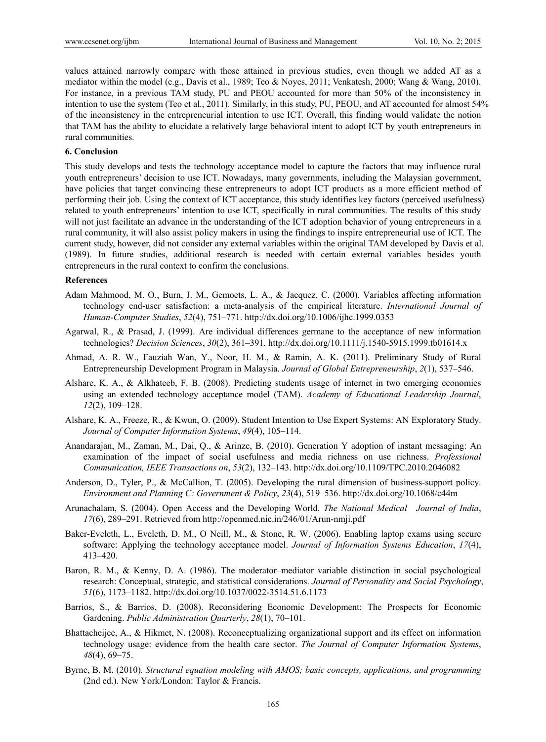values attained narrowly compare with those attained in previous studies, even though we added AT as a mediator within the model (e.g., Davis et al., 1989; Teo & Noyes, 2011; Venkatesh, 2000; Wang & Wang, 2010). For instance, in a previous TAM study, PU and PEOU accounted for more than 50% of the inconsistency in intention to use the system (Teo et al., 2011). Similarly, in this study, PU, PEOU, and AT accounted for almost 54% of the inconsistency in the entrepreneurial intention to use ICT. Overall, this finding would validate the notion that TAM has the ability to elucidate a relatively large behavioral intent to adopt ICT by youth entrepreneurs in rural communities.

## 6. Conclusion

This study develops and tests the technology acceptance model to capture the factors that may influence rural youth entrepreneurs' decision to use ICT. Nowadays, many governments, including the Malaysian government, have policies that target convincing these entrepreneurs to adopt ICT products as a more efficient method of performing their job. Using the context of ICT acceptance, this study identifies key factors (perceived usefulness) related to youth entrepreneurs' intention to use ICT, specifically in rural communities. The results of this study will not just facilitate an advance in the understanding of the ICT adoption behavior of young entrepreneurs in a rural community, it will also assist policy makers in using the findings to inspire entrepreneurial use of ICT. The current study, however, did not consider any external variables within the original TAM developed by Davis et al. (1989). In future studies, additional research is needed with certain external variables besides youth entrepreneurs in the rural context to confirm the conclusions.

## References

Adam Mahmood, M. O., Burn, J. M., Gemoets, L. A., & Jacquez, C. (2000). Variables affecting information technology end-user satisfaction: a meta-analysis of the empirical literature. *International Journal of Human-Computer Studies*, *52*(4), 751–771. http://dx.doi.org/10.1006/ijhc.1999.0353

Agarwal, R., & Prasad, J. (1999). Are individual differences germane to the acceptance of new information technologies? *Decision Sciences*, *30*(2), 361–391. http://dx.doi.org/10.1111/j.1540-5915.1999.tb01614.x

Ahmad, A. R. W., Fauziah Wan, Y., Noor, H. M., & Ramin, A. K. (2011). Preliminary Study of Rural Entrepreneurship Development Program in Malaysia. *Journal of Global Entrepreneurship*, *2*(1), 537–546.

Alshare, K. A., & Alkhateeb, F. B. (2008). Predicting students usage of internet in two emerging economies using an extended technology acceptance model (TAM). *Academy of Educational Leadership Journal*, *12*(2), 109–128.

Alshare, K. A., Freeze, R., & Kwun, O. (2009). Student Intention to Use Expert Systems: AN Exploratory Study. *Journal of Computer Information Systems*, *49*(4), 105–114.

Anandarajan, M., Zaman, M., Dai, Q., & Arinze, B. (2010). Generation Y adoption of instant messaging: An examination of the impact of social usefulness and media richness on use richness. *Professional Communication, IEEE Transactions on*, *53*(2), 132–143. http://dx.doi.org/10.1109/TPC.2010.2046082

Anderson, D., Tyler, P., & McCallion, T. (2005). Developing the rural dimension of business-support policy. *Environment and Planning C: Government & Policy*, *23*(4), 519–536. http://dx.doi.org/10.1068/c44m

Arunachalam, S. (2004). Open Access and the Developing World. *The National Medical Journal of India*, *17*(6), 289–291. Retrieved from http://openmed.nic.in/246/01/Arun-nmji.pdf

Baker-Eveleth, L., Eveleth, D. M., O Neill, M., & Stone, R. W. (2006). Enabling laptop exams using secure software: Applying the technology acceptance model. *Journal of Information Systems Education*, *17*(4), 413–420.

Baron, R. M., & Kenny, D. A. (1986). The moderator–mediator variable distinction in social psychological research: Conceptual, strategic, and statistical considerations. *Journal of Personality and Social Psychology*, *51*(6), 1173–1182. http://dx.doi.org/10.1037/0022-3514.51.6.1173

Barrios, S., & Barrios, D. (2008). Reconsidering Economic Development: The Prospects for Economic Gardening. *Public Administration Quarterly*, *28*(1), 70–101.

Bhattacheijee, A., & Hikmet, N. (2008). Reconceptualizing organizational support and its effect on information technology usage: evidence from the health care sector. *The Journal of Computer Information Systems*, *48*(4), 69–75.

Byrne, B. M. (2010). *Structural equation modeling with AMOS; basic concepts, applications, and programming* (2nd ed.). New York/London: Taylor & Francis.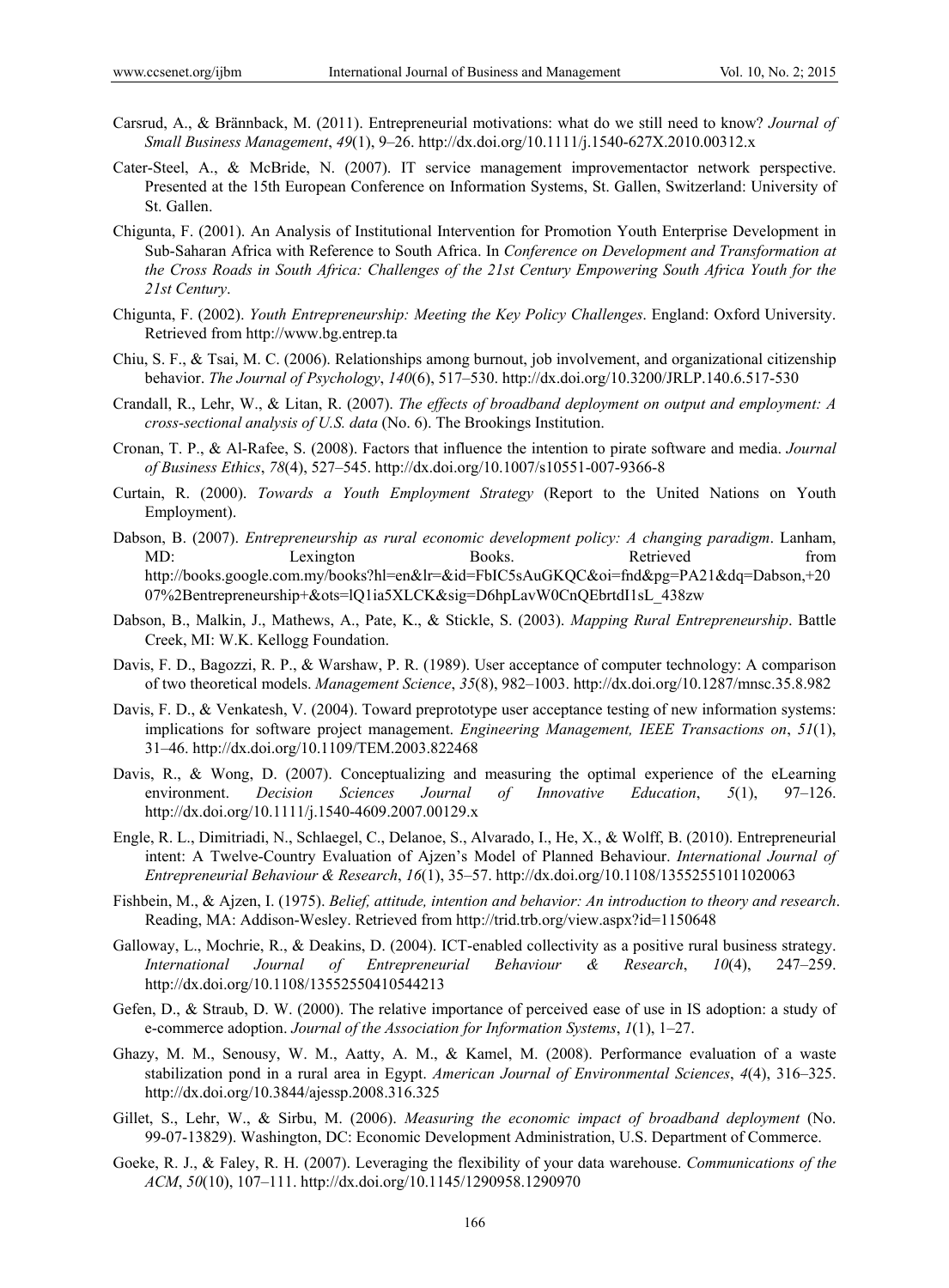Carsrud, A., & Brännback, M. (2011). Entrepreneurial motivations: what do we still need to know? *Journal of Small Business Management*, *49*(1), 9–26. http://dx.doi.org/10.1111/j.1540-627X.2010.00312.x

Cater-Steel, A., & McBride, N. (2007). IT service management improvementactor network perspective. Presented at the 15th European Conference on Information Systems, St. Gallen, Switzerland: University of St. Gallen.

Chigunta, F. (2001). An Analysis of Institutional Intervention for Promotion Youth Enterprise Development in Sub-Saharan Africa with Reference to South Africa. In *Conference on Development and Transformation at the Cross Roads in South Africa: Challenges of the 21st Century Empowering South Africa Youth for the 21st Century*.

Chigunta, F. (2002). *Youth Entrepreneurship: Meeting the Key Policy Challenges*. England: Oxford University. Retrieved from http://www.bg.entrep.ta

Chiu, S. F., & Tsai, M. C. (2006). Relationships among burnout, job involvement, and organizational citizenship behavior. *The Journal of Psychology*, *140*(6), 517–530. http://dx.doi.org/10.3200/JRLP.140.6.517-530

Crandall, R., Lehr, W., & Litan, R. (2007). *The effects of broadband deployment on output and employment: A cross-sectional analysis of U.S. data* (No. 6). The Brookings Institution.

Cronan, T. P., & Al-Rafee, S. (2008). Factors that influence the intention to pirate software and media. *Journal of Business Ethics*, *78*(4), 527–545. http://dx.doi.org/10.1007/s10551-007-9366-8

Curtain, R. (2000). *Towards a Youth Employment Strategy* (Report to the United Nations on Youth Employment).

Dabson, B. (2007). *Entrepreneurship as rural economic development policy: A changing paradigm*. Lanham, MD: Lexington Books. Retrieved from http://books.google.com.my/books?hl=en&lr=&id=FbIC5sAuGKQC&oi=fnd&pg=PA21&dq=Dabson,+2007%2Bentrepreneurship+&ots=lQ1ia5XLCK&sig=D6hpLavW0CnQEbrtdI1sL_438zw

Dabson, B., Malkin, J., Mathews, A., Pate, K., & Stickle, S. (2003). *Mapping Rural Entrepreneurship*. Battle Creek, MI: W.K. Kellogg Foundation.

Davis, F. D., Bagozzi, R. P., & Warshaw, P. R. (1989). User acceptance of computer technology: A comparison of two theoretical models. *Management Science*, *35*(8), 982–1003. http://dx.doi.org/10.1287/mnsc.35.8.982

Davis, F. D., & Venkatesh, V. (2004). Toward preprototype user acceptance testing of new information systems: implications for software project management. *Engineering Management, IEEE Transactions on*, *51*(1), 31–46. http://dx.doi.org/10.1109/TEM.2003.822468

Davis, R., & Wong, D. (2007). Conceptualizing and measuring the optimal experience of the eLearning environment. *Decision Sciences Journal of Innovative Education*, *5*(1), 97–126. http://dx.doi.org/10.1111/j.1540-4609.2007.00129.x

Engle, R. L., Dimitriadi, N., Schlaegel, C., Delanoe, S., Alvarado, I., He, X., & Wolff, B. (2010). Entrepreneurial intent: A Twelve-Country Evaluation of Ajzen's Model of Planned Behaviour. *International Journal of Entrepreneurial Behaviour & Research*, *16*(1), 35–57. http://dx.doi.org/10.1108/13552551011020063

Fishbein, M., & Ajzen, I. (1975). *Belief, attitude, intention and behavior: An introduction to theory and research*. Reading, MA: Addison-Wesley. Retrieved from http://trid.trb.org/view.aspx?id=1150648

Galloway, L., Mochrie, R., & Deakins, D. (2004). ICT-enabled collectivity as a positive rural business strategy. *International Journal of Entrepreneurial Behaviour & Research*, *10*(4), 247–259. http://dx.doi.org/10.1108/13552550410544213

Gefen, D., & Straub, D. W. (2000). The relative importance of perceived ease of use in IS adoption: a study of e-commerce adoption. *Journal of the Association for Information Systems*, *1*(1), 1–27.

Ghazy, M. M., Senousy, W. M., Aatty, A. M., & Kamel, M. (2008). Performance evaluation of a waste stabilization pond in a rural area in Egypt. *American Journal of Environmental Sciences*, *4*(4), 316–325. http://dx.doi.org/10.3844/ajessp.2008.316.325

Gillet, S., Lehr, W., & Sirbu, M. (2006). *Measuring the economic impact of broadband deployment* (No. 99-07-13829). Washington, DC: Economic Development Administration, U.S. Department of Commerce.

Goeke, R. J., & Faley, R. H. (2007). Leveraging the flexibility of your data warehouse. *Communications of the ACM*, *50*(10), 107–111. http://dx.doi.org/10.1145/1290958.1290970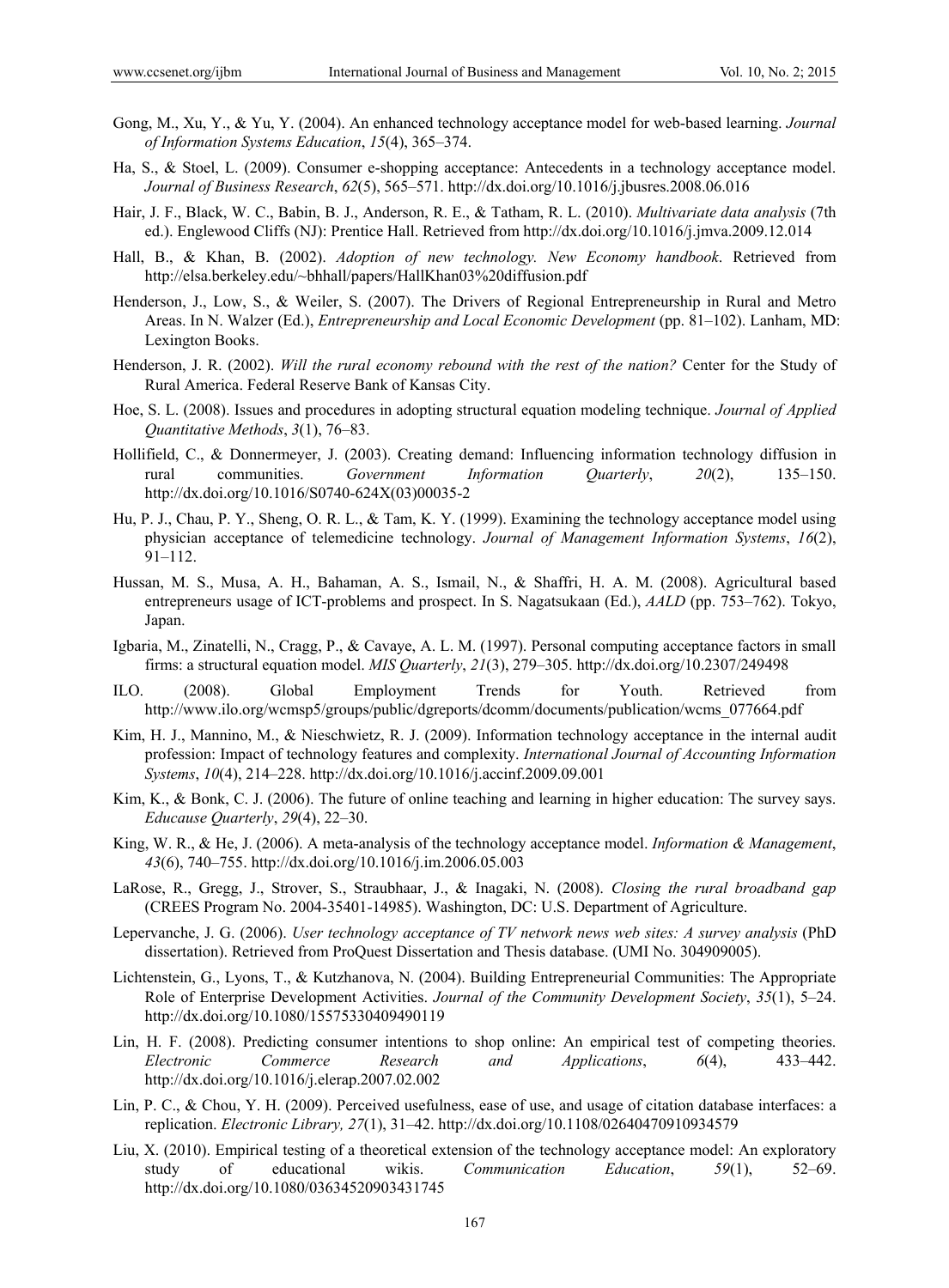Gong, M., Xu, Y., & Yu, Y. (2004). An enhanced technology acceptance model for web-based learning. *Journal of Information Systems Education*, *15*(4), 365–374.

Ha, S., & Stoel, L. (2009). Consumer e-shopping acceptance: Antecedents in a technology acceptance model. *Journal of Business Research*, *62*(5), 565–571. http://dx.doi.org/10.1016/j.jbusres.2008.06.016

Hair, J. F., Black, W. C., Babin, B. J., Anderson, R. E., & Tatham, R. L. (2010). *Multivariate data analysis* (7th ed.). Englewood Cliffs (NJ): Prentice Hall. Retrieved from http://dx.doi.org/10.1016/j.jmva.2009.12.014

Hall, B., & Khan, B. (2002). *Adoption of new technology. New Economy handbook*. Retrieved from http://elsa.berkeley.edu/~bhhall/papers/HallKhan03%20diffusion.pdf

Henderson, J., Low, S., & Weiler, S. (2007). The Drivers of Regional Entrepreneurship in Rural and Metro Areas. In N. Walzer (Ed.), *Entrepreneurship and Local Economic Development* (pp. 81–102). Lanham, MD: Lexington Books.

Henderson, J. R. (2002). *Will the rural economy rebound with the rest of the nation?* Center for the Study of Rural America. Federal Reserve Bank of Kansas City.

Hoe, S. L. (2008). Issues and procedures in adopting structural equation modeling technique. *Journal of Applied Quantitative Methods*, *3*(1), 76–83.

Hollifield, C., & Donnermeyer, J. (2003). Creating demand: Influencing information technology diffusion in rural communities. *Government Information Quarterly*, *20*(2), 135–150. http://dx.doi.org/10.1016/S0740-624X(03)00035-2

Hu, P. J., Chau, P. Y., Sheng, O. R. L., & Tam, K. Y. (1999). Examining the technology acceptance model using physician acceptance of telemedicine technology. *Journal of Management Information Systems*, *16*(2), 91–112.

Hussan, M. S., Musa, A. H., Bahaman, A. S., Ismail, N., & Shaffri, H. A. M. (2008). Agricultural based entrepreneurs usage of ICT-problems and prospect. In S. Nagatsukaan (Ed.), *AALD* (pp. 753–762). Tokyo, Japan.

Igbaria, M., Zinatelli, N., Cragg, P., & Cavaye, A. L. M. (1997). Personal computing acceptance factors in small firms: a structural equation model. *MIS Quarterly*, *21*(3), 279–305. http://dx.doi.org/10.2307/249498

ILO. (2008). Global Employment Trends for Youth. Retrieved from http://www.ilo.org/wcmsp5/groups/public/dgreports/dcomm/documents/publication/wcms_077664.pdf

Kim, H. J., Mannino, M., & Nieschwietz, R. J. (2009). Information technology acceptance in the internal audit profession: Impact of technology features and complexity. *International Journal of Accounting Information Systems*, *10*(4), 214–228. http://dx.doi.org/10.1016/j.accinf.2009.09.001

Kim, K., & Bonk, C. J. (2006). The future of online teaching and learning in higher education: The survey says. *Educause Quarterly*, *29*(4), 22–30.

King, W. R., & He, J. (2006). A meta-analysis of the technology acceptance model. *Information & Management*, *43*(6), 740–755. http://dx.doi.org/10.1016/j.im.2006.05.003

LaRose, R., Gregg, J., Strover, S., Straubhaar, J., & Inagaki, N. (2008). *Closing the rural broadband gap* (CREES Program No. 2004-35401-14985). Washington, DC: U.S. Department of Agriculture.

Lepervanche, J. G. (2006). *User technology acceptance of TV network news web sites: A survey analysis* (PhD dissertation). Retrieved from ProQuest Dissertation and Thesis database. (UMI No. 304909005).

Lichtenstein, G., Lyons, T., & Kutzhanova, N. (2004). Building Entrepreneurial Communities: The Appropriate Role of Enterprise Development Activities. *Journal of the Community Development Society*, *35*(1), 5–24. http://dx.doi.org/10.1080/15575330409490119

Lin, H. F. (2008). Predicting consumer intentions to shop online: An empirical test of competing theories. *Electronic Commerce Research and Applications*, *6*(4), 433–442. http://dx.doi.org/10.1016/j.elerap.2007.02.002

Lin, P. C., & Chou, Y. H. (2009). Perceived usefulness, ease of use, and usage of citation database interfaces: a replication. *Electronic Library, 27*(1), 31–42. http://dx.doi.org/10.1108/02640470910934579

Liu, X. (2010). Empirical testing of a theoretical extension of the technology acceptance model: An exploratory study of educational wikis. *Communication Education*, *59*(1), 52–69. http://dx.doi.org/10.1080/03634520903431745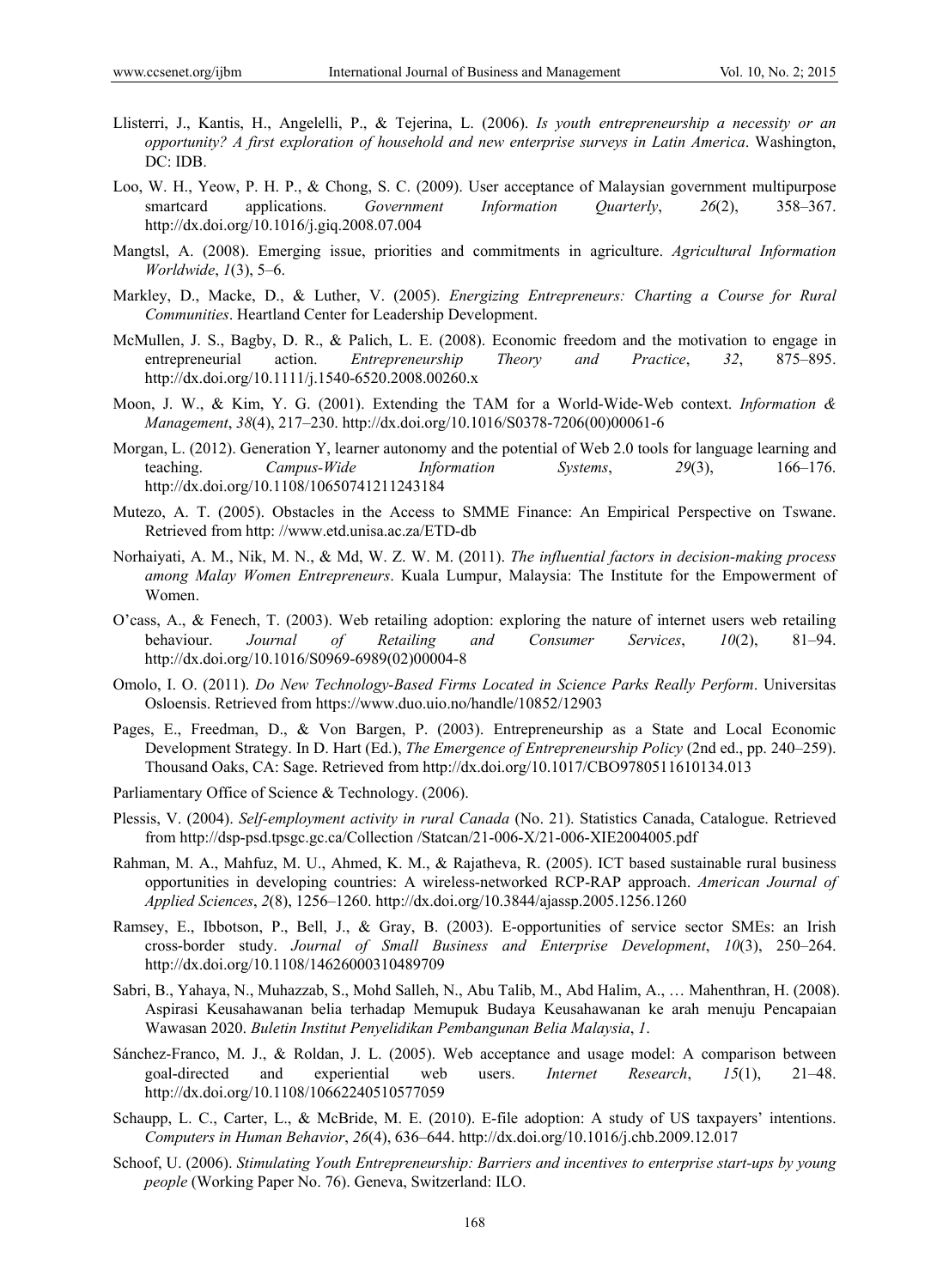Llisterri, J., Kantis, H., Angelelli, P., & Tejerina, L. (2006). *Is youth entrepreneurship a necessity or an opportunity? A first exploration of household and new enterprise surveys in Latin America*. Washington, DC: IDB.

Loo, W. H., Yeow, P. H. P., & Chong, S. C. (2009). User acceptance of Malaysian government multipurpose smartcard applications. *Government Information Quarterly*, *26*(2), 358–367. http://dx.doi.org/10.1016/j.giq.2008.07.004

Mangtsl, A. (2008). Emerging issue, priorities and commitments in agriculture. *Agricultural Information Worldwide*, *1*(3), 5–6.

Markley, D., Macke, D., & Luther, V. (2005). *Energizing Entrepreneurs: Charting a Course for Rural Communities*. Heartland Center for Leadership Development.

McMullen, J. S., Bagby, D. R., & Palich, L. E. (2008). Economic freedom and the motivation to engage in entrepreneurial action. *Entrepreneurship Theory and Practice*, *32*, 875–895. http://dx.doi.org/10.1111/j.1540-6520.2008.00260.x

Moon, J. W., & Kim, Y. G. (2001). Extending the TAM for a World-Wide-Web context. *Information & Management*, *38*(4), 217–230. http://dx.doi.org/10.1016/S0378-7206(00)00061-6

Morgan, L. (2012). Generation Y, learner autonomy and the potential of Web 2.0 tools for language learning and teaching. *Campus-Wide Information Systems*, *29*(3), 166–176. http://dx.doi.org/10.1108/10650741211243184

Mutezo, A. T. (2005). Obstacles in the Access to SMME Finance: An Empirical Perspective on Tswane. Retrieved from http: //www.etd.unisa.ac.za/ETD-db

Norhaiyati, A. M., Nik, M. N., & Md, W. Z. W. M. (2011). *The influential factors in decision-making process among Malay Women Entrepreneurs*. Kuala Lumpur, Malaysia: The Institute for the Empowerment of Women.

O'cass, A., & Fenech, T. (2003). Web retailing adoption: exploring the nature of internet users web retailing behaviour. *Journal of Retailing and Consumer Services*, *10*(2), 81–94. http://dx.doi.org/10.1016/S0969-6989(02)00004-8

Omolo, I. O. (2011). *Do New Technology-Based Firms Located in Science Parks Really Perform*. Universitas Osloensis. Retrieved from https://www.duo.uio.no/handle/10852/12903

Pages, E., Freedman, D., & Von Bargen, P. (2003). Entrepreneurship as a State and Local Economic Development Strategy. In D. Hart (Ed.), *The Emergence of Entrepreneurship Policy* (2nd ed., pp. 240–259). Thousand Oaks, CA: Sage. Retrieved from http://dx.doi.org/10.1017/CBO9780511610134.013

Parliamentary Office of Science & Technology. (2006).

Plessis, V. (2004). *Self-employment activity in rural Canada* (No. 21). Statistics Canada, Catalogue. Retrieved from http://dsp-psd.tpsgc.gc.ca/Collection /Statcan/21-006-X/21-006-XIE2004005.pdf

Rahman, M. A., Mahfuz, M. U., Ahmed, K. M., & Rajatheva, R. (2005). ICT based sustainable rural business opportunities in developing countries: A wireless-networked RCP-RAP approach. *American Journal of Applied Sciences*, *2*(8), 1256–1260. http://dx.doi.org/10.3844/ajassp.2005.1256.1260

Ramsey, E., Ibbotson, P., Bell, J., & Gray, B. (2003). E-opportunities of service sector SMEs: an Irish cross-border study. *Journal of Small Business and Enterprise Development*, *10*(3), 250–264. http://dx.doi.org/10.1108/14626000310489709

Sabri, B., Yahaya, N., Muhazzab, S., Mohd Salleh, N., Abu Talib, M., Abd Halim, A., … Mahenthran, H. (2008). Aspirasi Keusahawanan belia terhadap Memupuk Budaya Keusahawanan ke arah menuju Pencapaian Wawasan 2020. *Buletin Institut Penyelidikan Pembangunan Belia Malaysia*, *1*.

Sánchez-Franco, M. J., & Roldan, J. L. (2005). Web acceptance and usage model: A comparison between goal-directed and experiential web users. *Internet Research*, *15*(1), 21–48. http://dx.doi.org/10.1108/10662240510577059

Schaupp, L. C., Carter, L., & McBride, M. E. (2010). E-file adoption: A study of US taxpayers' intentions. *Computers in Human Behavior*, *26*(4), 636–644. http://dx.doi.org/10.1016/j.chb.2009.12.017

Schoof, U. (2006). *Stimulating Youth Entrepreneurship: Barriers and incentives to enterprise start-ups by young people* (Working Paper No. 76). Geneva, Switzerland: ILO.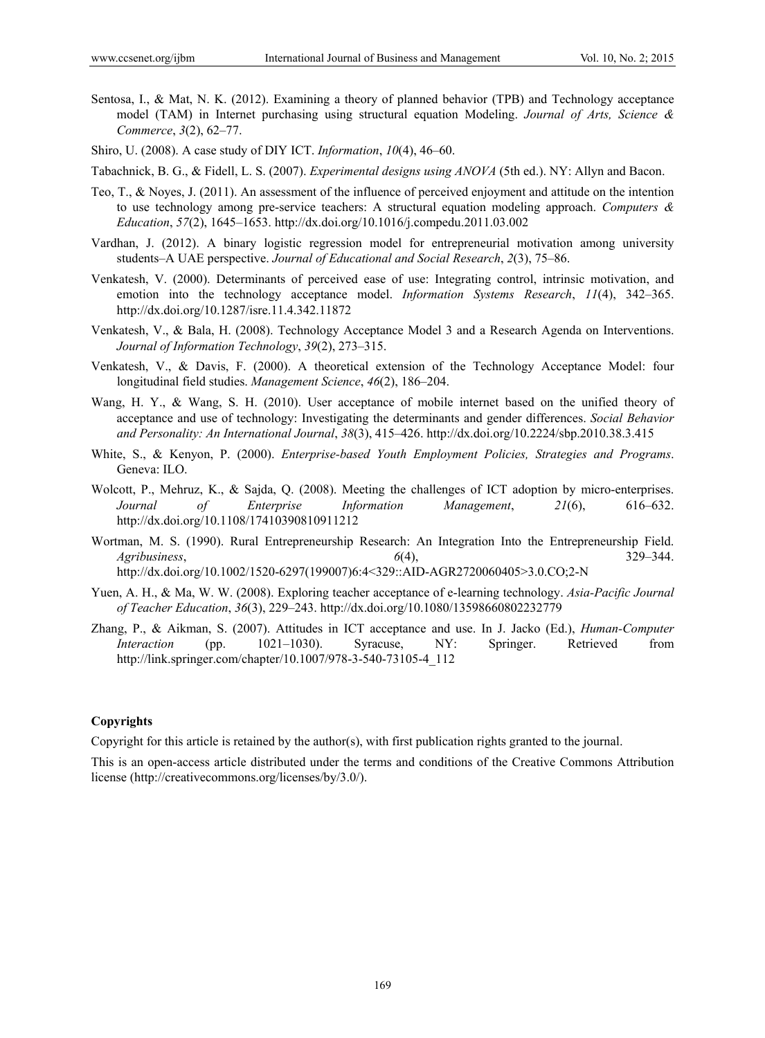Sentosa, I., & Mat, N. K. (2012). Examining a theory of planned behavior (TPB) and Technology acceptance model (TAM) in Internet purchasing using structural equation Modeling. *Journal of Arts, Science & Commerce*, *3*(2), 62–77.

Shiro, U. (2008). A case study of DIY ICT. *Information*, *10*(4), 46–60.

Tabachnick, B. G., & Fidell, L. S. (2007). *Experimental designs using ANOVA* (5th ed.). NY: Allyn and Bacon.

Teo, T., & Noyes, J. (2011). An assessment of the influence of perceived enjoyment and attitude on the intention to use technology among pre-service teachers: A structural equation modeling approach. *Computers & Education*, *57*(2), 1645–1653. http://dx.doi.org/10.1016/j.compedu.2011.03.002

Vardhan, J. (2012). A binary logistic regression model for entrepreneurial motivation among university students–A UAE perspective. *Journal of Educational and Social Research*, *2*(3), 75–86.

Venkatesh, V. (2000). Determinants of perceived ease of use: Integrating control, intrinsic motivation, and emotion into the technology acceptance model. *Information Systems Research*, *11*(4), 342–365. http://dx.doi.org/10.1287/isre.11.4.342.11872

Venkatesh, V., & Bala, H. (2008). Technology Acceptance Model 3 and a Research Agenda on Interventions. *Journal of Information Technology*, *39*(2), 273–315.

Venkatesh, V., & Davis, F. (2000). A theoretical extension of the Technology Acceptance Model: four longitudinal field studies. *Management Science*, *46*(2), 186–204.

Wang, H. Y., & Wang, S. H. (2010). User acceptance of mobile internet based on the unified theory of acceptance and use of technology: Investigating the determinants and gender differences. *Social Behavior and Personality: An International Journal*, *38*(3), 415–426. http://dx.doi.org/10.2224/sbp.2010.38.3.415

White, S., & Kenyon, P. (2000). *Enterprise-based Youth Employment Policies, Strategies and Programs*. Geneva: ILO.

Wolcott, P., Mehruz, K., & Sajda, Q. (2008). Meeting the challenges of ICT adoption by micro-enterprises. *Journal of Enterprise Information Management*, *21*(6), 616–632. http://dx.doi.org/10.1108/17410390810911212

Wortman, M. S. (1990). Rural Entrepreneurship Research: An Integration Into the Entrepreneurship Field. *Agribusiness*, *6*(4), 329–344. http://dx.doi.org/10.1002/1520-6297(199007)6:4<329::AID-AGR2720060405>3.0.CO;2-N

Yuen, A. H., & Ma, W. W. (2008). Exploring teacher acceptance of e-learning technology. *Asia-Pacific Journal of Teacher Education*, *36*(3), 229–243. http://dx.doi.org/10.1080/13598660802232779

Zhang, P., & Aikman, S. (2007). Attitudes in ICT acceptance and use. In J. Jacko (Ed.), *Human-Computer Interaction* (pp. 1021–1030). Syracuse, NY: Springer. Retrieved from http://link.springer.com/chapter/10.1007/978-3-540-73105-4_112

**Copyrights**

Copyright for this article is retained by the author(s), with first publication rights granted to the journal.

This is an open-access article distributed under the terms and conditions of the Creative Commons Attribution license (http://creativecommons.org/licenses/by/3.0/).